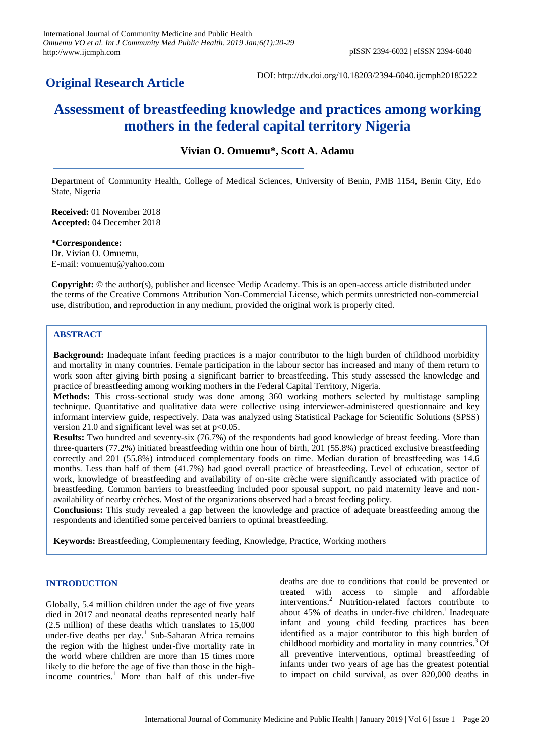**Original Research Article**

DOI: http://dx.doi.org/10.18203/2394-6040.ijcmph20185222

# Assessment of breastfeeding knowledge and practices among working mothers in the federal capital territory Nigeria

**Vivian O. Omuemu\*, Scott A. Adamu**

Department of Community Health, College of Medical Sciences, University of Benin, PMB 1154, Benin City, Edo State, Nigeria

**Received:** 01 November 2018
**Accepted:** 04 December 2018

**\*Correspondence:**
Dr. Vivian O. Omuemu,
E-mail: vomuemu@yahoo.com

**Copyright:** © the author(s), publisher and licensee Medip Academy. This is an open-access article distributed under the terms of the Creative Commons Attribution Non-Commercial License, which permits unrestricted non-commercial use, distribution, and reproduction in any medium, provided the original work is properly cited.

## ABSTRACT

**Background:** Inadequate infant feeding practices is a major contributor to the high burden of childhood morbidity and mortality in many countries. Female participation in the labour sector has increased and many of them return to work soon after giving birth posing a significant barrier to breastfeeding. This study assessed the knowledge and practice of breastfeeding among working mothers in the Federal Capital Territory, Nigeria.

**Methods:** This cross-sectional study was done among 360 working mothers selected by multistage sampling technique. Quantitative and qualitative data were collective using interviewer-administered questionnaire and key informant interview guide, respectively. Data was analyzed using Statistical Package for Statistical Solutions (SPSS) version 21.0 and significant level was set at $p<0.05$.

**Results:** Two hundred and seventy-six (76.7%) of the respondents had good knowledge of breast feeding. More than three-quarters (77.2%) initiated breastfeeding within one hour of birth, 201 (55.8%) practiced exclusive breastfeeding correctly and 201 (55.8%) introduced complementary foods on time. Median duration of breastfeeding was 14.6 months. Less than half of them (41.7%) had good overall practice of breastfeeding. Level of education, sector of work, knowledge of breastfeeding and availability of on-site crèche were significantly associated with practice of breastfeeding. Common barriers to breastfeeding included poor spousal support, no paid maternity leave and non-availability of nearby crèches. Most of the organizations observed had a breast feeding policy.

**Conclusions:** This study revealed a gap between the knowledge and practice of adequate breastfeeding among the respondents and identified some perceived barriers to optimal breastfeeding.

**Keywords:** Breastfeeding, Complementary feeding, Knowledge, Practice, Working mothers

## INTRODUCTION

Globally, 5.4 million children under the age of five years died in 2017 and neonatal deaths represented nearly half (2.5 million) of these deaths which translates to 15,000 under-five deaths per day.[1] Sub-Saharan Africa remains the region with the highest under-five mortality rate in the world where children are more than 15 times more likely to die before the age of five than those in the high-income countries.[1] More than half of this under-five deaths are due to conditions that could be prevented or treated with access to simple and affordable interventions.[2] Nutrition-related factors contribute to about 45% of deaths in under-five children.[1] Inadequate infant and young child feeding practices has been identified as a major contributor to this high burden of childhood morbidity and mortality in many countries.[3] Of all preventive interventions, optimal breastfeeding of infants under two years of age has the greatest potential to impact on child survival, as over 820,000 deaths in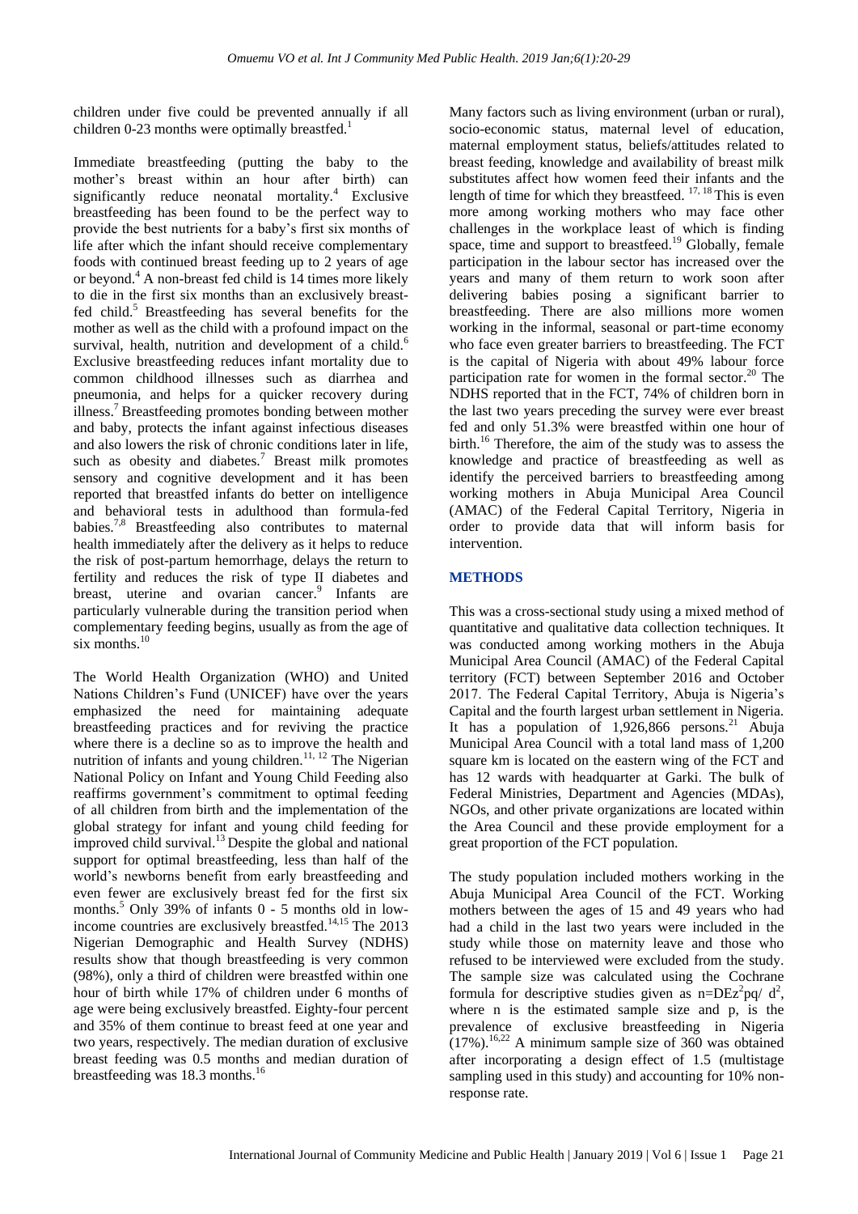children under five could be prevented annually if all children 0-23 months were optimally breastfed.[1]

Immediate breastfeeding (putting the baby to the mother's breast within an hour after birth) can significantly reduce neonatal mortality.[4] Exclusive breastfeeding has been found to be the perfect way to provide the best nutrients for a baby's first six months of life after which the infant should receive complementary foods with continued breast feeding up to 2 years of age or beyond.[4] A non-breast fed child is 14 times more likely to die in the first six months than an exclusively breast-fed child.[5] Breastfeeding has several benefits for the mother as well as the child with a profound impact on the survival, health, nutrition and development of a child.[6] Exclusive breastfeeding reduces infant mortality due to common childhood illnesses such as diarrhea and pneumonia, and helps for a quicker recovery during illness.[7] Breastfeeding promotes bonding between mother and baby, protects the infant against infectious diseases and also lowers the risk of chronic conditions later in life, such as obesity and diabetes.[7] Breast milk promotes sensory and cognitive development and it has been reported that breastfed infants do better on intelligence and behavioral tests in adulthood than formula-fed babies.[7,8] Breastfeeding also contributes to maternal health immediately after the delivery as it helps to reduce the risk of post-partum hemorrhage, delays the return to fertility and reduces the risk of type II diabetes and breast, uterine and ovarian cancer.[9] Infants are particularly vulnerable during the transition period when complementary feeding begins, usually as from the age of six months.[10]

The World Health Organization (WHO) and United Nations Children's Fund (UNICEF) have over the years emphasized the need for maintaining adequate breastfeeding practices and for reviving the practice where there is a decline so as to improve the health and nutrition of infants and young children.[11, 12] The Nigerian National Policy on Infant and Young Child Feeding also reaffirms government's commitment to optimal feeding of all children from birth and the implementation of the global strategy for infant and young child feeding for improved child survival.[13] Despite the global and national support for optimal breastfeeding, less than half of the world's newborns benefit from early breastfeeding and even fewer are exclusively breast fed for the first six months.[5] Only 39% of infants 0 - 5 months old in low-income countries are exclusively breastfed.[14,15] The 2013 Nigerian Demographic and Health Survey (NDHS) results show that though breastfeeding is very common (98%), only a third of children were breastfed within one hour of birth while 17% of children under 6 months of age were being exclusively breastfed. Eighty-four percent and 35% of them continue to breast feed at one year and two years, respectively. The median duration of exclusive breast feeding was 0.5 months and median duration of breastfeeding was 18.3 months.[16]

Many factors such as living environment (urban or rural), socio-economic status, maternal level of education, maternal employment status, beliefs/attitudes related to breast feeding, knowledge and availability of breast milk substitutes affect how women feed their infants and the length of time for which they breastfeed.[17, 18] This is even more among working mothers who may face other challenges in the workplace least of which is finding space, time and support to breastfeed.[19] Globally, female participation in the labour sector has increased over the years and many of them return to work soon after delivering babies posing a significant barrier to breastfeeding. There are also millions more women working in the informal, seasonal or part-time economy who face even greater barriers to breastfeeding. The FCT is the capital of Nigeria with about 49% labour force participation rate for women in the formal sector.[20] The NDHS reported that in the FCT, 74% of children born in the last two years preceding the survey were ever breast fed and only 51.3% were breastfed within one hour of birth.[16] Therefore, the aim of the study was to assess the knowledge and practice of breastfeeding as well as identify the perceived barriers to breastfeeding among working mothers in Abuja Municipal Area Council (AMAC) of the Federal Capital Territory, Nigeria in order to provide data that will inform basis for intervention.

## METHODS

This was a cross-sectional study using a mixed method of quantitative and qualitative data collection techniques. It was conducted among working mothers in the Abuja Municipal Area Council (AMAC) of the Federal Capital territory (FCT) between September 2016 and October 2017. The Federal Capital Territory, Abuja is Nigeria's Capital and the fourth largest urban settlement in Nigeria. It has a population of 1,926,866 persons.[21] Abuja Municipal Area Council with a total land mass of 1,200 square km is located on the eastern wing of the FCT and has 12 wards with headquarter at Garki. The bulk of Federal Ministries, Department and Agencies (MDAs), NGOs, and other private organizations are located within the Area Council and these provide employment for a great proportion of the FCT population.

The study population included mothers working in the Abuja Municipal Area Council of the FCT. Working mothers between the ages of 15 and 49 years who had had a child in the last two years were included in the study while those on maternity leave and those who refused to be interviewed were excluded from the study. The sample size was calculated using the Cochrane formula for descriptive studies given as $n=DEz^2pq/d^2$, where n is the estimated sample size and p, is the prevalence of exclusive breastfeeding in Nigeria (17%).[16,22] A minimum sample size of 360 was obtained after incorporating a design effect of 1.5 (multistage sampling used in this study) and accounting for 10% non-response rate.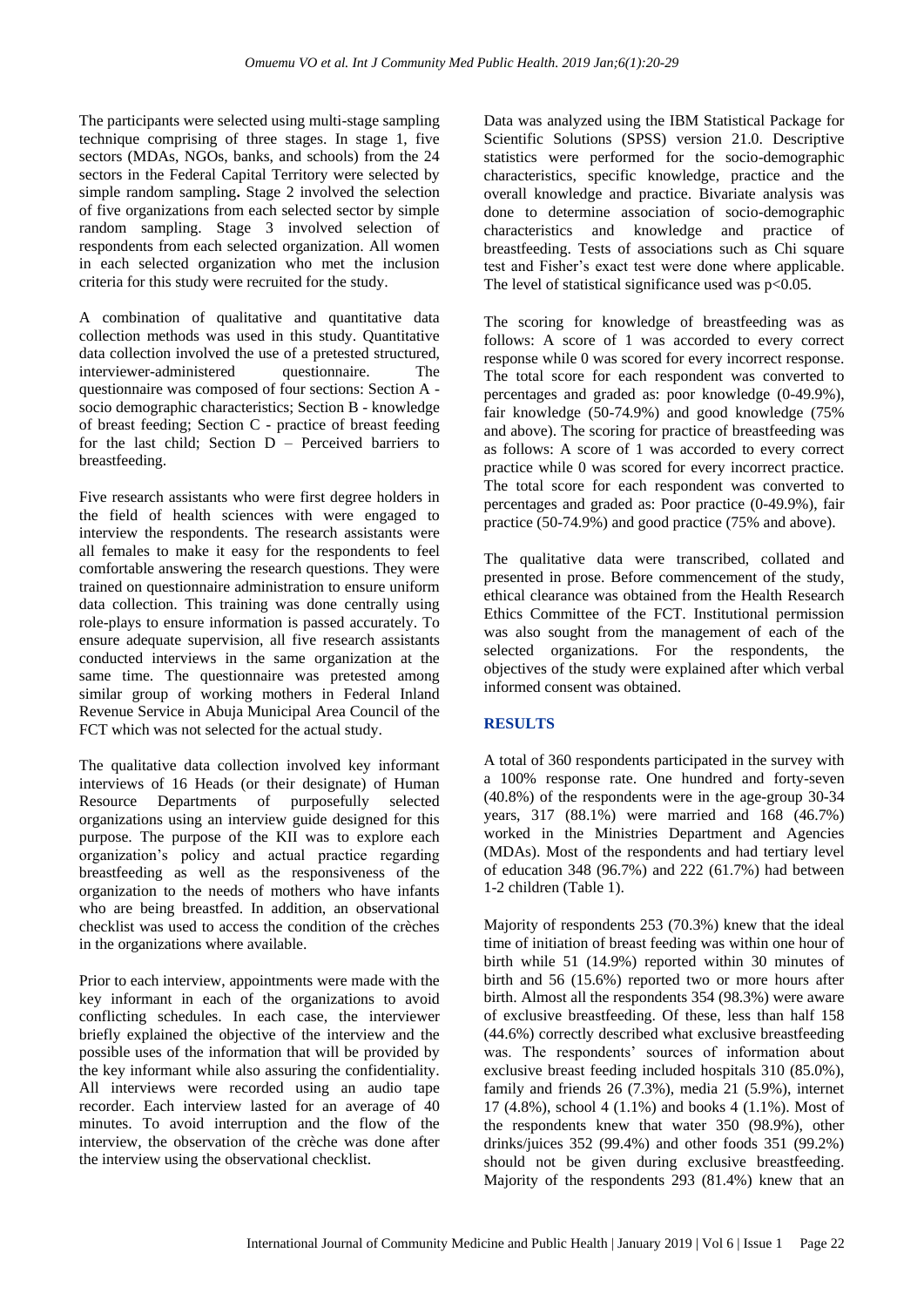The participants were selected using multi-stage sampling technique comprising of three stages. In stage 1, five sectors (MDAs, NGOs, banks, and schools) from the 24 sectors in the Federal Capital Territory were selected by simple random sampling**.** Stage 2 involved the selection of five organizations from each selected sector by simple random sampling. Stage 3 involved selection of respondents from each selected organization. All women in each selected organization who met the inclusion criteria for this study were recruited for the study.

A combination of qualitative and quantitative data collection methods was used in this study. Quantitative data collection involved the use of a pretested structured, interviewer-administered questionnaire. The questionnaire was composed of four sections: Section A - socio demographic characteristics; Section B - knowledge of breast feeding; Section C - practice of breast feeding for the last child; Section D – Perceived barriers to breastfeeding.

Five research assistants who were first degree holders in the field of health sciences with were engaged to interview the respondents. The research assistants were all females to make it easy for the respondents to feel comfortable answering the research questions. They were trained on questionnaire administration to ensure uniform data collection. This training was done centrally using role-plays to ensure information is passed accurately. To ensure adequate supervision, all five research assistants conducted interviews in the same organization at the same time. The questionnaire was pretested among similar group of working mothers in Federal Inland Revenue Service in Abuja Municipal Area Council of the FCT which was not selected for the actual study.

The qualitative data collection involved key informant interviews of 16 Heads (or their designate) of Human Resource Departments of purposefully selected organizations using an interview guide designed for this purpose. The purpose of the KII was to explore each organization's policy and actual practice regarding breastfeeding as well as the responsiveness of the organization to the needs of mothers who have infants who are being breastfed. In addition, an observational checklist was used to access the condition of the crèches in the organizations where available.

Prior to each interview, appointments were made with the key informant in each of the organizations to avoid conflicting schedules. In each case, the interviewer briefly explained the objective of the interview and the possible uses of the information that will be provided by the key informant while also assuring the confidentiality. All interviews were recorded using an audio tape recorder. Each interview lasted for an average of 40 minutes. To avoid interruption and the flow of the interview, the observation of the crèche was done after the interview using the observational checklist.

Data was analyzed using the IBM Statistical Package for Scientific Solutions (SPSS) version 21.0. Descriptive statistics were performed for the socio-demographic characteristics, specific knowledge, practice and the overall knowledge and practice. Bivariate analysis was done to determine association of socio-demographic characteristics and knowledge and practice of breastfeeding. Tests of associations such as Chi square test and Fisher's exact test were done where applicable. The level of statistical significance used was $p<0.05$.

The scoring for knowledge of breastfeeding was as follows: A score of 1 was accorded to every correct response while 0 was scored for every incorrect response. The total score for each respondent was converted to percentages and graded as: poor knowledge (0-49.9%), fair knowledge (50-74.9%) and good knowledge (75% and above). The scoring for practice of breastfeeding was as follows: A score of 1 was accorded to every correct practice while 0 was scored for every incorrect practice. The total score for each respondent was converted to percentages and graded as: Poor practice (0-49.9%), fair practice (50-74.9%) and good practice (75% and above).

The qualitative data were transcribed, collated and presented in prose. Before commencement of the study, ethical clearance was obtained from the Health Research Ethics Committee of the FCT. Institutional permission was also sought from the management of each of the selected organizations. For the respondents, the objectives of the study were explained after which verbal informed consent was obtained.

## RESULTS

A total of 360 respondents participated in the survey with a 100% response rate. One hundred and forty-seven (40.8%) of the respondents were in the age-group 30-34 years, 317 (88.1%) were married and 168 (46.7%) worked in the Ministries Department and Agencies (MDAs). Most of the respondents and had tertiary level of education 348 (96.7%) and 222 (61.7%) had between 1-2 children (Table 1).

Majority of respondents 253 (70.3%) knew that the ideal time of initiation of breast feeding was within one hour of birth while 51 (14.9%) reported within 30 minutes of birth and 56 (15.6%) reported two or more hours after birth. Almost all the respondents 354 (98.3%) were aware of exclusive breastfeeding. Of these, less than half 158 (44.6%) correctly described what exclusive breastfeeding was. The respondents' sources of information about exclusive breast feeding included hospitals 310 (85.0%), family and friends 26 (7.3%), media 21 (5.9%), internet 17 (4.8%), school 4 (1.1%) and books 4 (1.1%). Most of the respondents knew that water 350 (98.9%), other drinks/juices 352 (99.4%) and other foods 351 (99.2%) should not be given during exclusive breastfeeding. Majority of the respondents 293 (81.4%) knew that an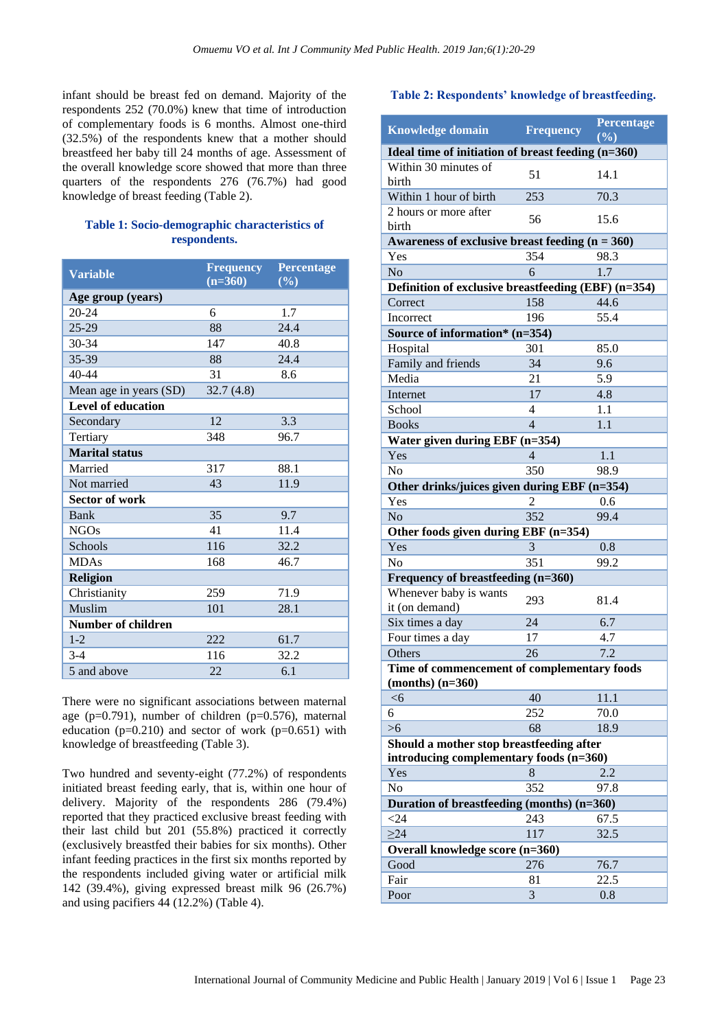infant should be breast fed on demand. Majority of the respondents 252 (70.0%) knew that time of introduction of complementary foods is 6 months. Almost one-third (32.5%) of the respondents knew that a mother should breastfeed her baby till 24 months of age. Assessment of the overall knowledge score showed that more than three quarters of the respondents 276 (76.7%) had good knowledge of breast feeding (Table 2).

**Table 1: Socio-demographic characteristics of respondents.**

| Variable | Frequency (n=360) | Percentage (%) |
|---|---|---|
| **Age group (years)** | | |
| 20-24 | 6 | 1.7 |
| 25-29 | 88 | 24.4 |
| 30-34 | 147 | 40.8 |
| 35-39 | 88 | 24.4 |
| 40-44 | 31 | 8.6 |
| Mean age in years (SD) | 32.7 (4.8) | |
| **Level of education** | | |
| Secondary | 12 | 3.3 |
| Tertiary | 348 | 96.7 |
| **Marital status** | | |
| Married | 317 | 88.1 |
| Not married | 43 | 11.9 |
| **Sector of work** | | |
| Bank | 35 | 9.7 |
| NGOs | 41 | 11.4 |
| Schools | 116 | 32.2 |
| MDAs | 168 | 46.7 |
| **Religion** | | |
| Christianity | 259 | 71.9 |
| Muslim | 101 | 28.1 |
| **Number of children** | | |
| 1-2 | 222 | 61.7 |
| 3-4 | 116 | 32.2 |
| 5 and above | 22 | 6.1 |

There were no significant associations between maternal age (p=0.791), number of children (p=0.576), maternal education (p=0.210) and sector of work (p=0.651) with knowledge of breastfeeding (Table 3).

Two hundred and seventy-eight (77.2%) of respondents initiated breast feeding early, that is, within one hour of delivery. Majority of the respondents 286 (79.4%) reported that they practiced exclusive breast feeding with their last child but 201 (55.8%) practiced it correctly (exclusively breastfed their babies for six months). Other infant feeding practices in the first six months reported by the respondents included giving water or artificial milk 142 (39.4%), giving expressed breast milk 96 (26.7%) and using pacifiers 44 (12.2%) (Table 4).

**Table 2: Respondents' knowledge of breastfeeding.**

| Knowledge domain | Frequency | Percentage (%) |
|---|---|---|
| **Ideal time of initiation of breast feeding (n=360)** | | |
| Within 30 minutes of birth | 51 | 14.1 |
| Within 1 hour of birth | 253 | 70.3 |
| 2 hours or more after birth | 56 | 15.6 |
| **Awareness of exclusive breast feeding (n = 360)** | | |
| Yes | 354 | 98.3 |
| No | 6 | 1.7 |
| **Definition of exclusive breastfeeding (EBF) (n=354)** | | |
| Correct | 158 | 44.6 |
| Incorrect | 196 | 55.4 |
| **Source of information* (n=354)** | | |
| Hospital | 3011 | 85.0 |
| Family and friends | 34 | 9.6 |
| Media | 21 | 5.9 |
| Internet | 17 | 4.8 |
| School | 4 | 1.1 |
| Books | 4 | 1.1 |
| **Water given during EBF (n=354)** | | |
| Yes | 4 | 1.1 |
| No | 350 | 98.9 |
| **Other drinks/juices given during EBF (n=354)** | | |
| Yes | 2 | 0.6 |
| No | 352 | 99.4 |
| **Other foods given during EBF (n=354)** | | |
| Yes | 3 | 0.8 |
| No | 351 | 99.2 |
| **Frequency of breastfeeding (n=360)** | | |
| Whenever baby is wants it (on demand) | 293 | 81.4 |
| Six times a day | 24 | 6.7 |
| Four times a day | 17 | 4.7 |
| Others | 26 | 7.2 |
| **Time of commencement of complementary foods (months) (n=360)** | | |
| <6 | 40 | 11.1 |
| 6 | 252 | 70.0 |
| >6 | 68 | 18.9 |
| **Should a mother stop breastfeeding after introducing complementary foods (n=360)** | | |
| Yes | 8 | 2.2 |
| No | 352 | 97.8 |
| **Duration of breastfeeding (months) (n=360)** | | |
| <24 | 243 | 67.5 |
| ≥24 | 117 | 32.5 |
| **Overall knowledge score (n=360)** | | |
| Good | 276 | 76.7 |
| Fair | 81 | 22.5 |
| Poor | 3 | 0.8 |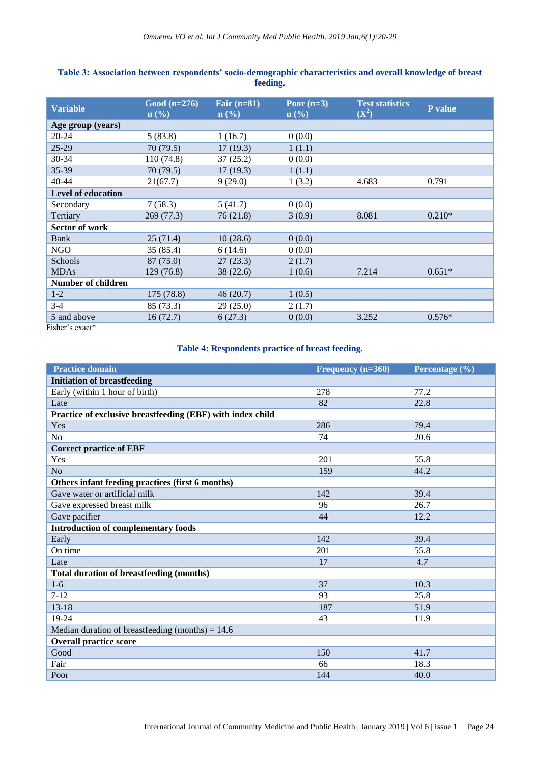**Table 3: Association between respondents' socio-demographic characteristics and overall knowledge of breast feeding.**

| Variable | Good (n=276) n (%) | Fair (n=81) n (%) | Poor (n=3) n (%) | Test statistics ($X^2$) | P value |
|---|---|---|---|---|---|
| **Age group (years)** | | | | | |
| 20-24 | 5 (83.8) | 1 (16.7) | 0 (0.0) | | |
| 25-29 | 70 (79.5) | 17 (19.3) | 1 (1.1) | | |
| 30-34 | 110 (74.8) | 37 (25.2) | 0 (0.0) | | |
| 35-39 | 70 (79.5) | 17 (19.3) | 1 (1.1) | | |
| 40-44 | 21(67.7) | 9 (29.0) | 1 (3.2) | 4.683 | 0.791 |
| **Level of education** | | | | | |
| Secondary | 7 (58.3) | 5 (41.7) | 0 (0.0) | | |
| Tertiary | 269 (77.3) | 76 (21.8) | 3 (0.9) | 8.081 | 0.210* |
| **Sector of work** | | | | | |
| Bank | 25 (71.4) | 10 (28.6) | 0 (0.0) | | |
| NGO | 35 (85.4) | 6 (14.6) | 0 (0.0) | | |
| Schools | 87 (75.0) | 27 (23.3) | 2 (1.7) | | |
| MDAs | 129 (76.8) | 38 (22.6) | 1 (0.6) | 7.214 | 0.651* |
| **Number of children** | | | | | |
| 1-2 | 175 (78.8) | 46 (20.7) | 1 (0.5) | | |
| 3-4 | 85 (73.3) | 29 (25.0) | 2 (1.7) | | |
| 5 and above | 16 (72.7) | 6 (27.3) | 0 (0.0) | 3.252 | 0.576* |

Fisher's exact*

**Table 4: Respondents practice of breast feeding.**

| Practice domain | Frequency (n=360) | Percentage (%) |
|---|---|---|
| **Initiation of breastfeeding** | | |
| Early (within 1 hour of birth) | 278 | 77.2 |
| Late | 82 | 22.8 |
| **Practice of exclusive breastfeeding (EBF) with index child** | | |
| Yes | 286 | 79.4 |
| No | 74 | 20.6 |
| **Correct practice of EBF** | | |
| Yes | 201 | 55.8 |
| No | 159 | 44.2 |
| **Others infant feeding practices (first 6 months)** | | |
| Gave water or artificial milk | 142 | 39.4 |
| Gave expressed breast milk | 96 | 26.7 |
| Gave pacifier | 44 | 12.2 |
| **Introduction of complementary foods** | | |
| Early | 142 | 39.4 |
| On time | 201 | 55.8 |
| Late | 17 | 4.7 |
| **Total duration of breastfeeding (months)** | | |
| 1-6 | 37 | 10.3 |
| 7-12 | 93 | 25.8 |
| 13-18 | 187 | 51.9 |
| 19-24 | 43 | 11.9 |
| Median duration of breastfeeding (months) = 14.6 | | |
| **Overall practice score** | | |
| Good | 150 | 41.7 |
| Fair | 66 | 18.3 |
| Poor | 144 | 40.0 |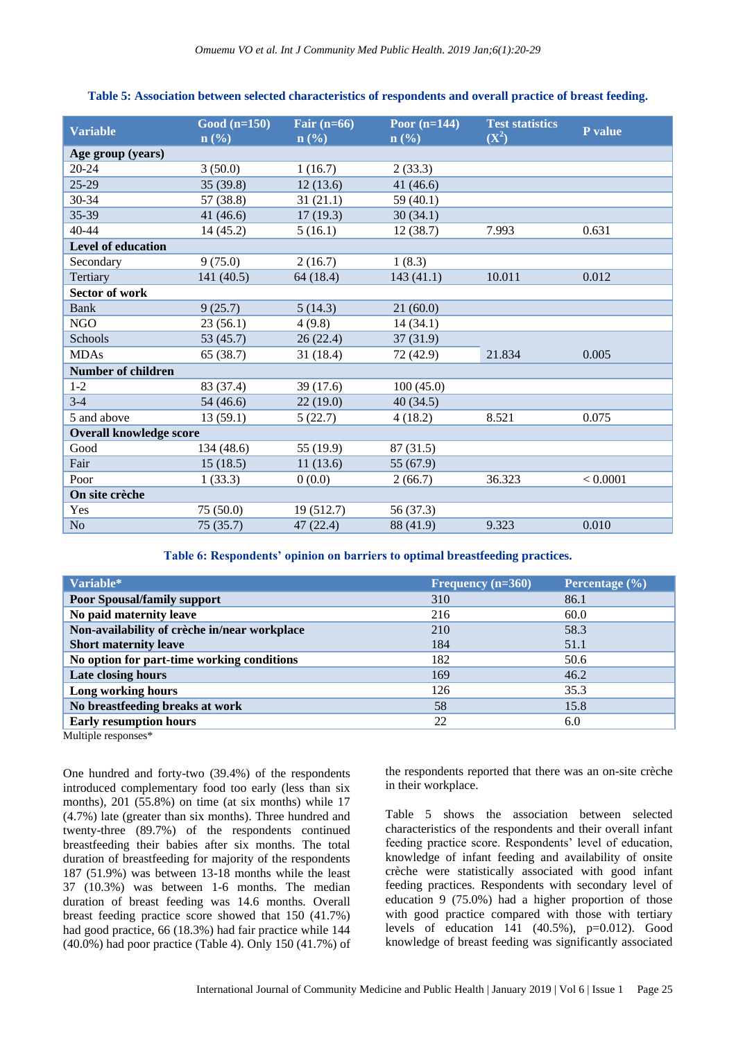**Table 5: Association between selected characteristics of respondents and overall practice of breast feeding.**

| Variable | Good (n=150) n (%) | Fair (n=66) n (%) | Poor (n=144) n (%) | Test statistics ($X^2$) | P value |
|---|---|---|---|---|---|
| **Age group (years)** | | | | | |
| 20-24 | 3 (50.0) | 1 (16.7) | 2 (33.3) | | |
| 25-29 | 35 (39.8) | 12 (13.6) | 41 (46.6) | | |
| 30-34 | 57 (38.8) | 31 (21.1) | 59 (40.1) | | |
| 35-39 | 41 (46.6) | 17 (19.3) | 30 (34.1) | | |
| 40-44 | 14 (45.2) | 5 (16.1) | 12 (38.7) | 7.993 | 0.631 |
| **Level of education** | | | | | |
| Secondary | 9 (75.0) | 2 (16.7) | 1 (8.3) | | |
| Tertiary | 141 (40.5) | 64 (18.4) | 143 (41.1) | 10.011 | 0.012 |
| **Sector of work** | | | | | |
| Bank | 9 (25.7) | 5 (14.3) | 21 (60.0) | | |
| NGO | 23 (56.1) | 4 (9.8) | 14 (34.1) | | |
| Schools | 53 (45.7) | 26 (22.4) | 37 (31.9) | | |
| MDAs | 65 (38.7) | 31 (18.4) | 72 (42.9) | 21.834 | 0.005 |
| **Number of children** | | | | | |
| 1-2 | 83 (37.4) | 39 (17.6) | 100 (45.0) | | |
| 3-4 | 54 (46.6) | 22 (19.0) | 40 (34.5) | | |
| 5 and above | 13 (59.1) | 5 (22.7) | 4 (18.2) | 8.521 | 0.075 |
| **Overall knowledge score** | | | | | |
| Good | 134 (48.6) | 55 (19.9) | 87 (31.5) | | |
| Fair | 15 (18.5) | 11 (13.6) | 55 (67.9) | | |
| Poor | 1 (33.3) | 0 (0.0) | 2 (66.7) | 36.323 | < 0.0001 |
| **On site crèche** | | | | | |
| Yes | 75 (50.0) | 19 (512.7) | 56 (37.3) | | |
| No | 75 (35.7) | 47 (22.4) | 88 (41.9) | 9.323 | 0.010 |

**Table 6: Respondents' opinion on barriers to optimal breastfeeding practices.**

| Variable* | Frequency (n=360) | Percentage (%) |
|---|---|---|
| **Poor Spousal/family support** | 310 | 86.1 |
| **No paid maternity leave** | 216 | 60.0 |
| **Non-availability of crèche in/near workplace** | 210 | 58.3 |
| **Short maternity leave** | 184 | 51.1 |
| **No option for part-time working conditions** | 182 | 50.6 |
| **Late closing hours** | 169 | 46.2 |
| **Long working hours** | 126 | 35.3 |
| **No breastfeeding breaks at work** | 58 | 15.8 |
| **Early resumption hours** | 22 | 6.0 |

Multiple responses*

One hundred and forty-two (39.4%) of the respondents introduced complementary food too early (less than six months), 201 (55.8%) on time (at six months) while 17 (4.7%) late (greater than six months). Three hundred and twenty-three (89.7%) of the respondents continued breastfeeding their babies after six months. The total duration of breastfeeding for majority of the respondents 187 (51.9%) was between 13-18 months while the least 37 (10.3%) was between 1-6 months. The median duration of breast feeding was 14.6 months. Overall breast feeding practice score showed that 150 (41.7%) had good practice, 66 (18.3%) had fair practice while 144 (40.0%) had poor practice (Table 4). Only 150 (41.7%) of the respondents reported that there was an on-site crèche in their workplace.

Table 5 shows the association between selected characteristics of the respondents and their overall infant feeding practice score. Respondents' level of education, knowledge of infant feeding and availability of onsite crèche were statistically associated with good infant feeding practices. Respondents with secondary level of education 9 (75.0%) had a higher proportion of those with good practice compared with those with tertiary levels of education 141 (40.5%), p=0.012). Good knowledge of breast feeding was significantly associated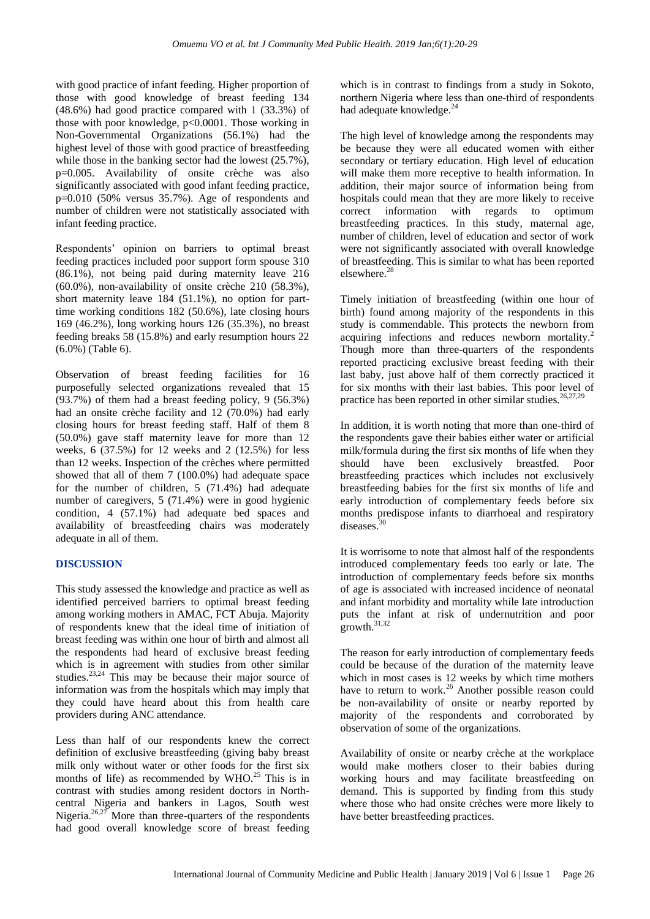with good practice of infant feeding. Higher proportion of those with good knowledge of breast feeding 134 (48.6%) had good practice compared with 1 (33.3%) of those with poor knowledge, p<0.0001. Those working in Non-Governmental Organizations (56.1%) had the highest level of those with good practice of breastfeeding while those in the banking sector had the lowest (25.7%), p=0.005. Availability of onsite crèche was also significantly associated with good infant feeding practice, p=0.010 (50% versus 35.7%). Age of respondents and number of children were not statistically associated with infant feeding practice.

Respondents' opinion on barriers to optimal breast feeding practices included poor support form spouse 310 (86.1%), not being paid during maternity leave 216 (60.0%), non-availability of onsite crèche 210 (58.3%), short maternity leave 184 (51.1%), no option for part-time working conditions 182 (50.6%), late closing hours 169 (46.2%), long working hours 126 (35.3%), no breast feeding breaks 58 (15.8%) and early resumption hours 22 (6.0%) (Table 6).

Observation of breast feeding facilities for 16 purposefully selected organizations revealed that 15 (93.7%) of them had a breast feeding policy, 9 (56.3%) had an onsite crèche facility and 12 (70.0%) had early closing hours for breast feeding staff. Half of them 8 (50.0%) gave staff maternity leave for more than 12 weeks, 6 (37.5%) for 12 weeks and 2 (12.5%) for less than 12 weeks. Inspection of the crèches where permitted showed that all of them 7 (100.0%) had adequate space for the number of children, 5 (71.4%) had adequate number of caregivers, 5 (71.4%) were in good hygienic condition, 4 (57.1%) had adequate bed spaces and availability of breastfeeding chairs was moderately adequate in all of them.

## DISCUSSION

This study assessed the knowledge and practice as well as identified perceived barriers to optimal breast feeding among working mothers in AMAC, FCT Abuja. Majority of respondents knew that the ideal time of initiation of breast feeding was within one hour of birth and almost all the respondents had heard of exclusive breast feeding which is in agreement with studies from other similar studies.[23,24] This may be because their major source of information was from the hospitals which may imply that they could have heard about this from health care providers during ANC attendance.

Less than half of our respondents knew the correct definition of exclusive breastfeeding (giving baby breast milk only without water or other foods for the first six months of life) as recommended by WHO.[25] This is in contrast with studies among resident doctors in North-central Nigeria and bankers in Lagos, South west Nigeria.[26,27] More than three-quarters of the respondents had good overall knowledge score of breast feeding which is in contrast to findings from a study in Sokoto, northern Nigeria where less than one-third of respondents had adequate knowledge.[24]

The high level of knowledge among the respondents may be because they were all educated women with either secondary or tertiary education. High level of education will make them more receptive to health information. In addition, their major source of information being from hospitals could mean that they are more likely to receive correct information with regards to optimum breastfeeding practices. In this study, maternal age, number of children, level of education and sector of work were not significantly associated with overall knowledge of breastfeeding. This is similar to what has been reported elsewhere.[28]

Timely initiation of breastfeeding (within one hour of birth) found among majority of the respondents in this study is commendable. This protects the newborn from acquiring infections and reduces newborn mortality.[2] Though more than three-quarters of the respondents reported practicing exclusive breast feeding with their last baby, just above half of them correctly practiced it for six months with their last babies. This poor level of practice has been reported in other similar studies.[26,27,29]

In addition, it is worth noting that more than one-third of the respondents gave their babies either water or artificial milk/formula during the first six months of life when they should have been exclusively breastfed. Poor breastfeeding practices which includes not exclusively breastfeeding babies for the first six months of life and early introduction of complementary feeds before six months predispose infants to diarrhoeal and respiratory diseases.[30]

It is worrisome to note that almost half of the respondents introduced complementary feeds too early or late. The introduction of complementary feeds before six months of age is associated with increased incidence of neonatal and infant morbidity and mortality while late introduction puts the infant at risk of undernutrition and poor growth.[31,32]

The reason for early introduction of complementary feeds could be because of the duration of the maternity leave which in most cases is 12 weeks by which time mothers have to return to work.[26] Another possible reason could be non-availability of onsite or nearby reported by majority of the respondents and corroborated by observation of some of the organizations.

Availability of onsite or nearby crèche at the workplace would make mothers closer to their babies during working hours and may facilitate breastfeeding on demand. This is supported by finding from this study where those who had onsite crèches were more likely to have better breastfeeding practices.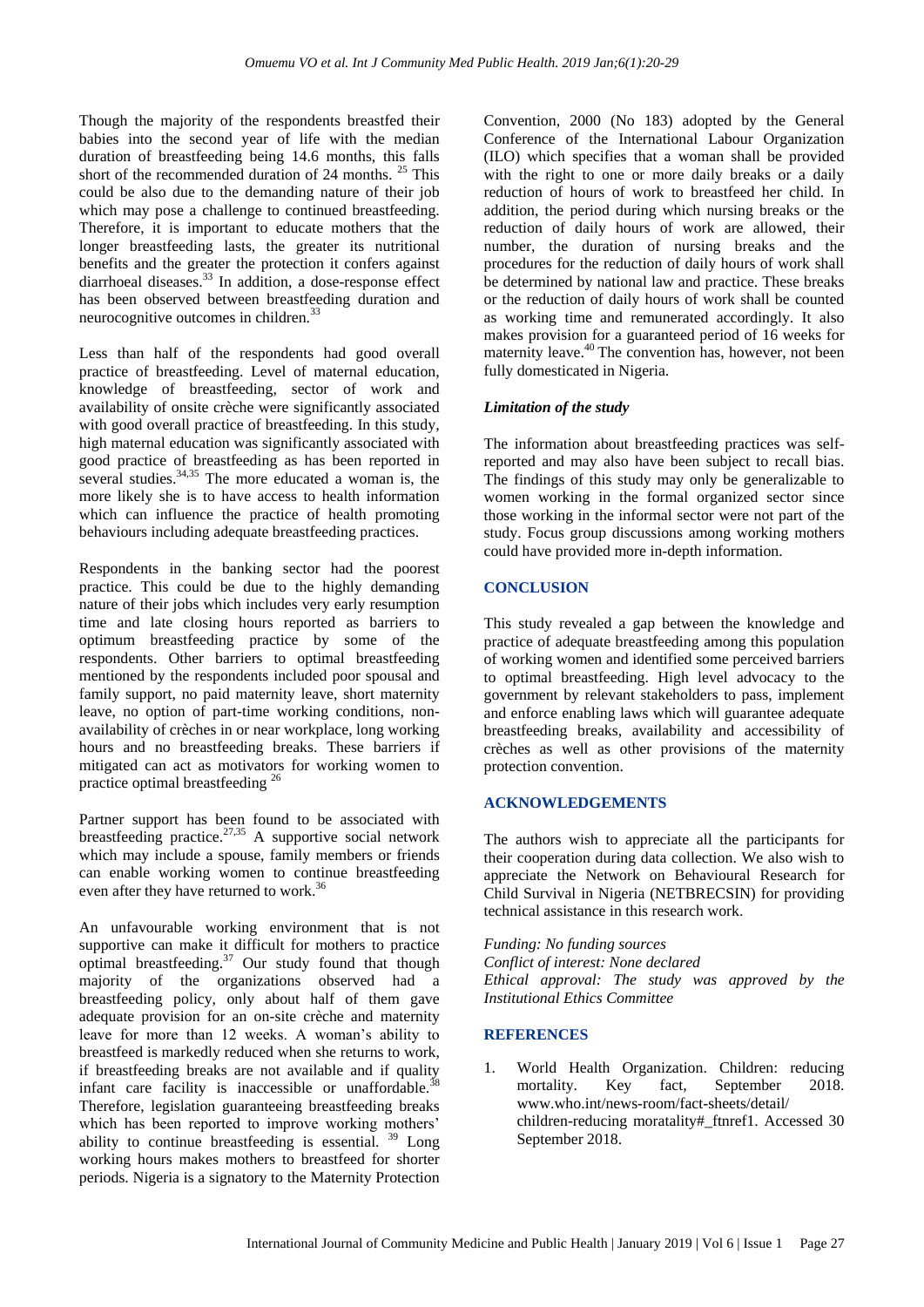Though the majority of the respondents breastfed their babies into the second year of life with the median duration of breastfeeding being 14.6 months, this falls short of the recommended duration of 24 months.[25] This could be also due to the demanding nature of their job which may pose a challenge to continued breastfeeding. Therefore, it is important to educate mothers that the longer breastfeeding lasts, the greater its nutritional benefits and the greater the protection it confers against diarrhoeal diseases.[33] In addition, a dose-response effect has been observed between breastfeeding duration and neurocognitive outcomes in children.[33]

Less than half of the respondents had good overall practice of breastfeeding. Level of maternal education, knowledge of breastfeeding, sector of work and availability of onsite crèche were significantly associated with good overall practice of breastfeeding. In this study, high maternal education was significantly associated with good practice of breastfeeding as has been reported in several studies.[34,35] The more educated a woman is, the more likely she is to have access to health information which can influence the practice of health promoting behaviours including adequate breastfeeding practices.

Respondents in the banking sector had the poorest practice. This could be due to the highly demanding nature of their jobs which includes very early resumption time and late closing hours reported as barriers to optimum breastfeeding practice by some of the respondents. Other barriers to optimal breastfeeding mentioned by the respondents included poor spousal and family support, no paid maternity leave, short maternity leave, no option of part-time working conditions, non-availability of crèches in or near workplace, long working hours and no breastfeeding breaks. These barriers if mitigated can act as motivators for working women to practice optimal breastfeeding [26]

Partner support has been found to be associated with breastfeeding practice.[27,35] A supportive social network which may include a spouse, family members or friends can enable working women to continue breastfeeding even after they have returned to work.[36]

An unfavourable working environment that is not supportive can make it difficult for mothers to practice optimal breastfeeding.[37] Our study found that though majority of the organizations observed had a breastfeeding policy, only about half of them gave adequate provision for an on-site crèche and maternity leave for more than 12 weeks. A woman's ability to breastfeed is markedly reduced when she returns to work, if breastfeeding breaks are not available and if quality infant care facility is inaccessible or unaffordable.[38] Therefore, legislation guaranteeing breastfeeding breaks which has been reported to improve working mothers' ability to continue breastfeeding is essential. [39] Long working hours makes mothers to breastfeed for shorter periods. Nigeria is a signatory to the Maternity Protection Convention, 2000 (No 183) adopted by the General Conference of the International Labour Organization (ILO) which specifies that a woman shall be provided with the right to one or more daily breaks or a daily reduction of hours of work to breastfeed her child. In addition, the period during which nursing breaks or the reduction of daily hours of work are allowed, their number, the duration of nursing breaks and the procedures for the reduction of daily hours of work shall be determined by national law and practice. These breaks or the reduction of daily hours of work shall be counted as working time and remunerated accordingly. It also makes provision for a guaranteed period of 16 weeks for maternity leave.[40] The convention has, however, not been fully domesticated in Nigeria.

### *Limitation of the study*

The information about breastfeeding practices was self-reported and may also have been subject to recall bias. The findings of this study may only be generalizable to women working in the formal organized sector since those working in the informal sector were not part of the study. Focus group discussions among working mothers could have provided more in-depth information.

## CONCLUSION

This study revealed a gap between the knowledge and practice of adequate breastfeeding among this population of working women and identified some perceived barriers to optimal breastfeeding. High level advocacy to the government by relevant stakeholders to pass, implement and enforce enabling laws which will guarantee adequate breastfeeding breaks, availability and accessibility of crèches as well as other provisions of the maternity protection convention.

## ACKNOWLEDGEMENTS

The authors wish to appreciate all the participants for their cooperation during data collection. We also wish to appreciate the Network on Behavioural Research for Child Survival in Nigeria (NETBRECSIN) for providing technical assistance in this research work.

*Funding: No funding sources*
*Conflict of interest: None declared*
*Ethical approval: The study was approved by the Institutional Ethics Committee*

## REFERENCES

1. World Health Organization. Children: reducing mortality. Key fact, September 2018. www.who.int/news-room/fact-sheets/detail/ children-reducing moratality#_ftnref1. Accessed 30 September 2018.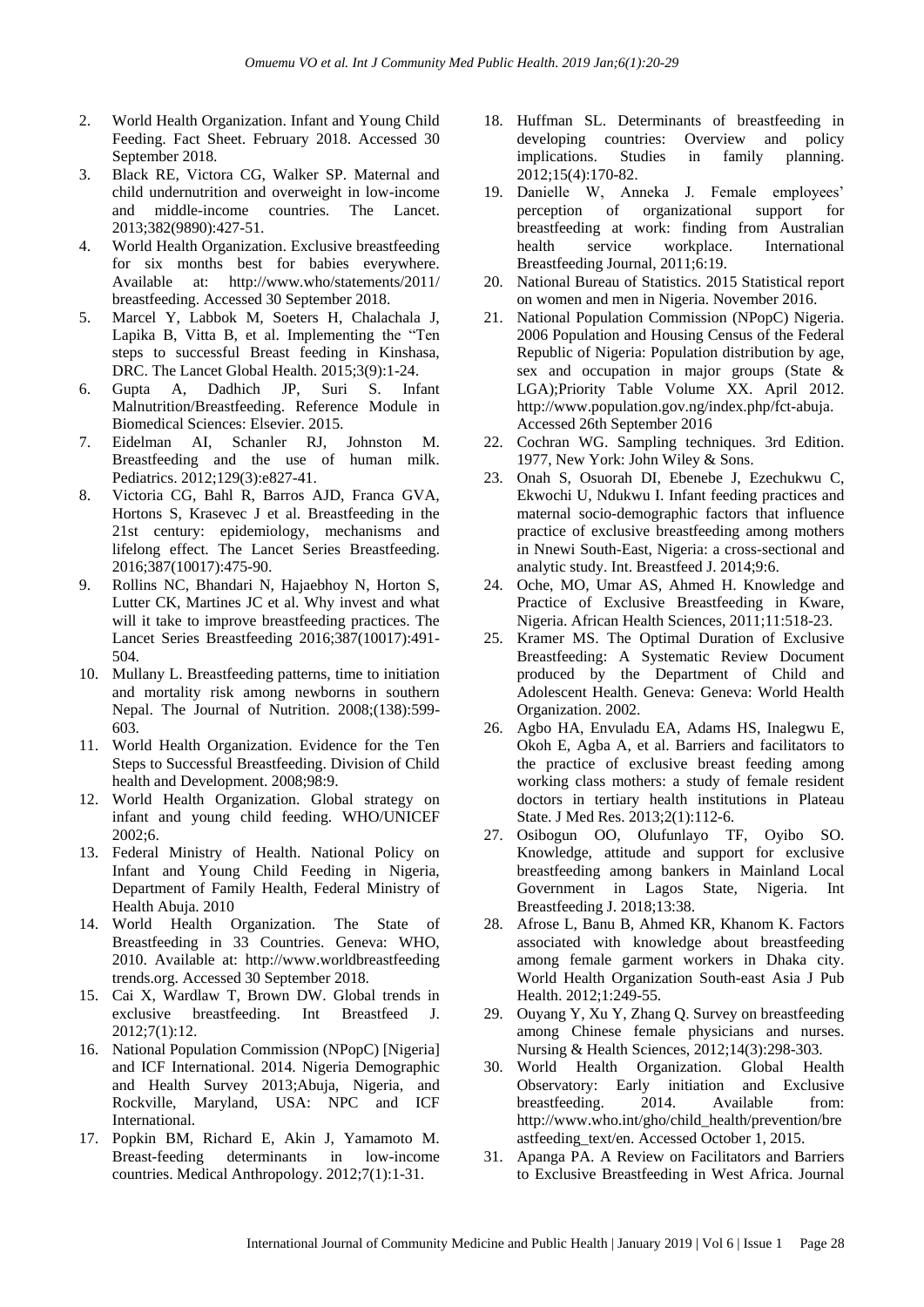2. World Health Organization. Infant and Young Child Feeding. Fact Sheet. February 2018. Accessed 30 September 2018.
3. Black RE, Victora CG, Walker SP. Maternal and child undernutrition and overweight in low-income and middle-income countries. The Lancet. 2013;382(9890):427-51.
4. World Health Organization. Exclusive breastfeeding for six months best for babies everywhere. Available at: http://www.who/statements/2011/breastfeeding. Accessed 30 September 2018.
5. Marcel Y, Labbok M, Soeters H, Chalachala J, Lapika B, Vitta B, et al. Implementing the "Ten steps to successful Breast feeding in Kinshasa, DRC. The Lancet Global Health. 2015;3(9):1-24.
6. Gupta A, Dadhich JP, Suri S. Infant Malnutrition/Breastfeeding. Reference Module in Biomedical Sciences: Elsevier. 2015.
7. Eidelman AI, Schanler RJ, Johnston M. Breastfeeding and the use of human milk. Pediatrics. 2012;129(3):e827-41.
8. Victoria CG, Bahl R, Barros AJD, Franca GVA, Hortons S, Krasevec J et al. Breastfeeding in the 21st century: epidemiology, mechanisms and lifelong effect. The Lancet Series Breastfeeding. 2016;387(10017):475-90.
9. Rollins NC, Bhandari N, Hajaebhoy N, Horton S, Lutter CK, Martines JC et al. Why invest and what will it take to improve breastfeeding practices. The Lancet Series Breastfeeding 2016;387(10017):491-504.
10. Mullany L. Breastfeeding patterns, time to initiation and mortality risk among newborns in southern Nepal. The Journal of Nutrition. 2008;(138):599-603.
11. World Health Organization. Evidence for the Ten Steps to Successful Breastfeeding. Division of Child health and Development. 2008;98:9.
12. World Health Organization. Global strategy on infant and young child feeding. WHO/UNICEF 2002;6.
13. Federal Ministry of Health. National Policy on Infant and Young Child Feeding in Nigeria, Department of Family Health, Federal Ministry of Health Abuja. 2010
14. World Health Organization. The State of Breastfeeding in 33 Countries. Geneva: WHO, 2010. Available at: http://www.worldbreastfeeding trends.org. Accessed 30 September 2018.
15. Cai X, Wardlaw T, Brown DW. Global trends in exclusive breastfeeding. Int Breastfeed J. 2012;7(1):12.
16. National Population Commission (NPopC) [Nigeria] and ICF International. 2014. Nigeria Demographic and Health Survey 2013;Abuja, Nigeria, and Rockville, Maryland, USA: NPC and ICF International.
17. Popkin BM, Richard E, Akin J, Yamamoto M. Breast-feeding determinants in low-income countries. Medical Anthropology. 2012;7(1):1-31.
18. Huffman SL. Determinants of breastfeeding in developing countries: Overview and policy implications. Studies in family planning. 2012;15(4):170-82.
19. Danielle W, Anneka J. Female employees' perception of organizational support for breastfeeding at work: finding from Australian health service workplace. International Breastfeeding Journal, 2011;6:19.
20. National Bureau of Statistics. 2015 Statistical report on women and men in Nigeria. November 2016.
21. National Population Commission (NPopC) Nigeria. 2006 Population and Housing Census of the Federal Republic of Nigeria: Population distribution by age, sex and occupation in major groups (State & LGA);Priority Table Volume XX. April 2012. http://www.population.gov.ng/index.php/fct-abuja. Accessed 26th September 2016
22. Cochran WG. Sampling techniques. 3rd Edition. 1977, New York: John Wiley & Sons.
23. Onah S, Osuorah DI, Ebenebe J, Ezechukwu C, Ekwochi U, Ndukwu I. Infant feeding practices and maternal socio-demographic factors that influence practice of exclusive breastfeeding among mothers in Nnewi South-East, Nigeria: a cross-sectional and analytic study. Int. Breastfeed J. 2014;9:6.
24. Oche, MO, Umar AS, Ahmed H. Knowledge and Practice of Exclusive Breastfeeding in Kware, Nigeria. African Health Sciences, 2011;11:518-23.
25. Kramer MS. The Optimal Duration of Exclusive Breastfeeding: A Systematic Review Document produced by the Department of Child and Adolescent Health. Geneva: Geneva: World Health Organization. 2002.
26. Agbo HA, Envuladu EA, Adams HS, Inalegwu E, Okoh E, Agba A, et al. Barriers and facilitators to the practice of exclusive breast feeding among working class mothers: a study of female resident doctors in tertiary health institutions in Plateau State. J Med Res. 2013;2(1):112-6.
27. Osibogun OO, Olufunlayo TF, Oyibo SO. Knowledge, attitude and support for exclusive breastfeeding among bankers in Mainland Local Government in Lagos State, Nigeria. Int Breastfeeding J. 2018;13:38.
28. Afrose L, Banu B, Ahmed KR, Khanom K. Factors associated with knowledge about breastfeeding among female garment workers in Dhaka city. World Health Organization South-east Asia J Pub Health. 2012;1:249-55.
29. Ouyang Y, Xu Y, Zhang Q. Survey on breastfeeding among Chinese female physicians and nurses. Nursing & Health Sciences, 2012;14(3):298-303.
30. World Health Organization. Global Health Observatory: Early initiation and Exclusive breastfeeding. 2014. Available from: http://www.who.int/gho/child_health/prevention/breastfeeding_text/en. Accessed October 1, 2015.
31. Apanga PA. A Review on Facilitators and Barriers to Exclusive Breastfeeding in West Africa. Journal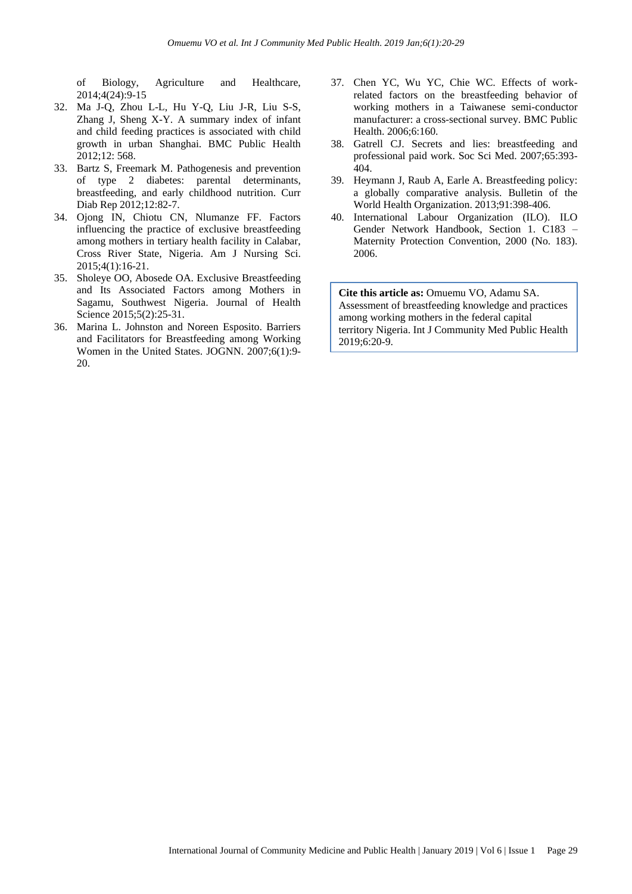of Biology, Agriculture and Healthcare, 2014;4(24):9-15

32. Ma J-Q, Zhou L-L, Hu Y-Q, Liu J-R, Liu S-S, Zhang J, Sheng X-Y. A summary index of infant and child feeding practices is associated with child growth in urban Shanghai. BMC Public Health 2012;12: 568.
33. Bartz S, Freemark M. Pathogenesis and prevention of type 2 diabetes: parental determinants, breastfeeding, and early childhood nutrition. Curr Diab Rep 2012;12:82-7.
34. Ojong IN, Chiotu CN, Nlumanze FF. Factors influencing the practice of exclusive breastfeeding among mothers in tertiary health facility in Calabar, Cross River State, Nigeria. Am J Nursing Sci. 2015;4(1):16-21.
35. Sholeye OO, Abosede OA. Exclusive Breastfeeding and Its Associated Factors among Mothers in Sagamu, Southwest Nigeria. Journal of Health Science 2015;5(2):25-31.
36. Marina L. Johnston and Noreen Esposito. Barriers and Facilitators for Breastfeeding among Working Women in the United States. JOGNN. 2007;6(1):9-20.
37. Chen YC, Wu YC, Chie WC. Effects of work-related factors on the breastfeeding behavior of working mothers in a Taiwanese semi-conductor manufacturer: a cross-sectional survey. BMC Public Health. 2006;6:160.
38. Gatrell CJ. Secrets and lies: breastfeeding and professional paid work. Soc Sci Med. 2007;65:393-404.
39. Heymann J, Raub A, Earle A. Breastfeeding policy: a globally comparative analysis. Bulletin of the World Health Organization. 2013;91:398-406.
40. International Labour Organization (ILO). ILO Gender Network Handbook, Section 1. C183 – Maternity Protection Convention, 2000 (No. 183). 2006.

**Cite this article as:** Omuemu VO, Adamu SA. Assessment of breastfeeding knowledge and practices among working mothers in the federal capital territory Nigeria. Int J Community Med Public Health 2019;6:20-9.